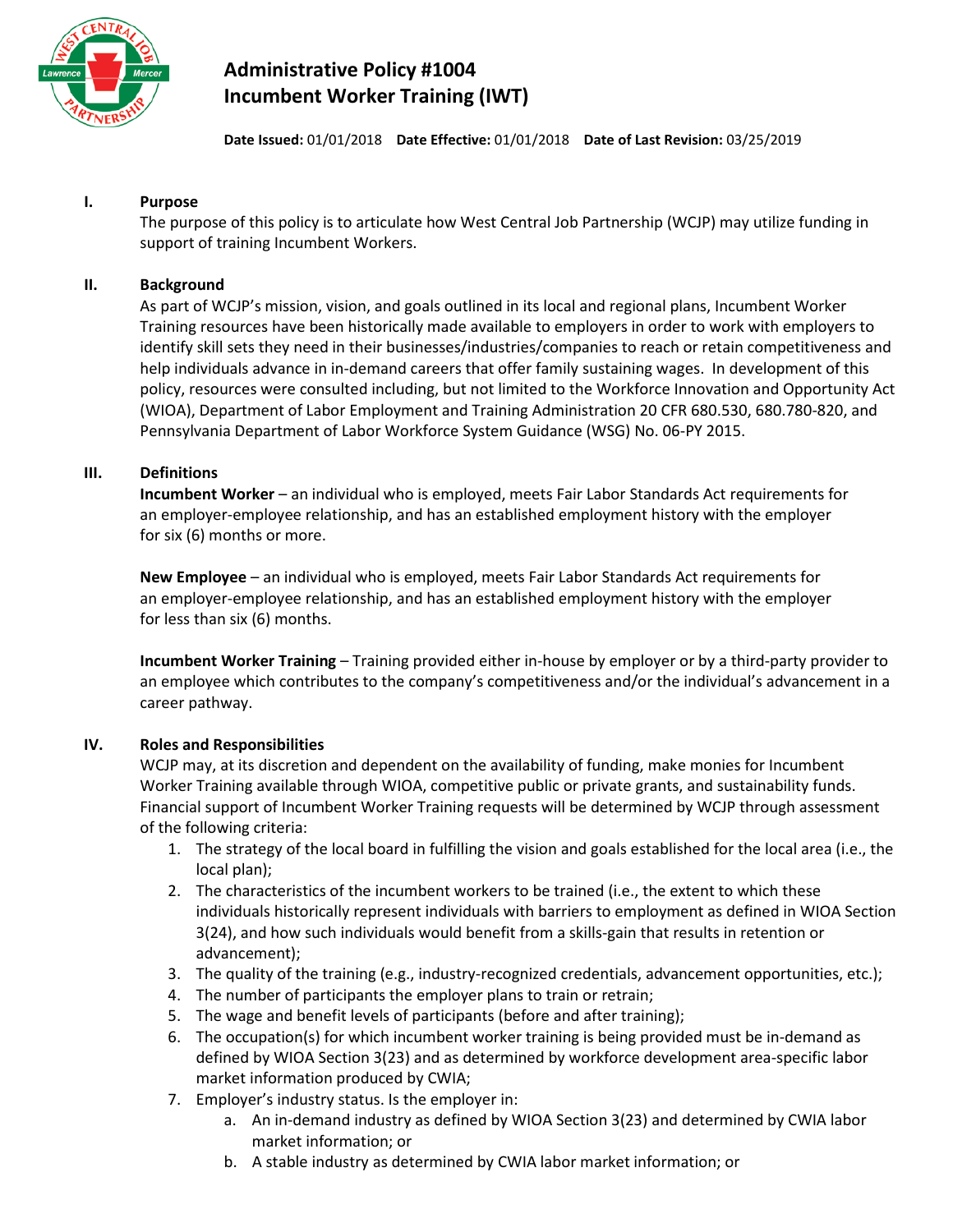# Administrative Policy #1004
# Incumbent Worker Training (IWT)

**Date Issued:** 01/01/2018 **Date Effective:** 01/01/2018 **Date of Last Revision:** 03/25/2019

## I. Purpose

The purpose of this policy is to articulate how West Central Job Partnership (WCJP) may utilize funding in support of training Incumbent Workers.

## II. Background

As part of WCJP's mission, vision, and goals outlined in its local and regional plans, Incumbent Worker Training resources have been historically made available to employers in order to work with employers to identify skill sets they need in their businesses/industries/companies to reach or retain competitiveness and help individuals advance in in-demand careers that offer family sustaining wages. In development of this policy, resources were consulted including, but not limited to the Workforce Innovation and Opportunity Act (WIOA), Department of Labor Employment and Training Administration 20 CFR 680.530, 680.780-820, and Pennsylvania Department of Labor Workforce System Guidance (WSG) No. 06-PY 2015.

## III. Definitions

**Incumbent Worker** – an individual who is employed, meets Fair Labor Standards Act requirements for an employer-employee relationship, and has an established employment history with the employer for six (6) months or more.

**New Employee** – an individual who is employed, meets Fair Labor Standards Act requirements for an employer-employee relationship, and has an established employment history with the employer for less than six (6) months.

**Incumbent Worker Training** – Training provided either in-house by employer or by a third-party provider to an employee which contributes to the company's competitiveness and/or the individual's advancement in a career pathway.

## IV. Roles and Responsibilities

WCJP may, at its discretion and dependent on the availability of funding, make monies for Incumbent Worker Training available through WIOA, competitive public or private grants, and sustainability funds. Financial support of Incumbent Worker Training requests will be determined by WCJP through assessment of the following criteria:

1. The strategy of the local board in fulfilling the vision and goals established for the local area (i.e., the local plan);
2. The characteristics of the incumbent workers to be trained (i.e., the extent to which these individuals historically represent individuals with barriers to employment as defined in WIOA Section 3(24), and how such individuals would benefit from a skills-gain that results in retention or advancement);
3. The quality of the training (e.g., industry-recognized credentials, advancement opportunities, etc.);
4. The number of participants the employer plans to train or retrain;
5. The wage and benefit levels of participants (before and after training);
6. The occupation(s) for which incumbent worker training is being provided must be in-demand as defined by WIOA Section 3(23) and as determined by workforce development area-specific labor market information produced by CWIA;
7. Employer's industry status. Is the employer in:
   a. An in-demand industry as defined by WIOA Section 3(23) and determined by CWIA labor market information; or
   b. A stable industry as determined by CWIA labor market information; or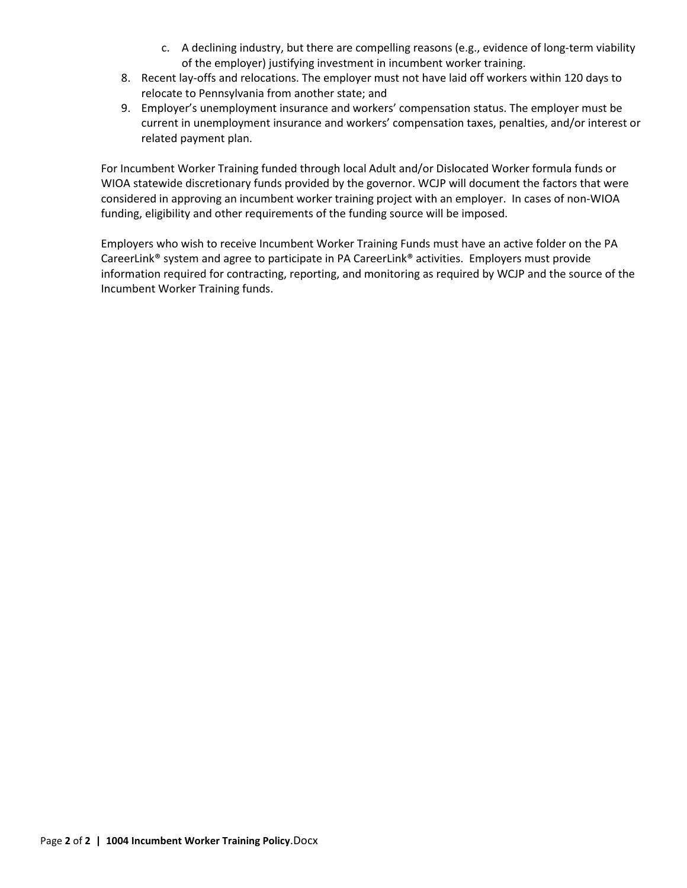c. A declining industry, but there are compelling reasons (e.g., evidence of long-term viability of the employer) justifying investment in incumbent worker training.

8. Recent lay-offs and relocations. The employer must not have laid off workers within 120 days to relocate to Pennsylvania from another state; and
9. Employer's unemployment insurance and workers' compensation status. The employer must be current in unemployment insurance and workers' compensation taxes, penalties, and/or interest or related payment plan.

For Incumbent Worker Training funded through local Adult and/or Dislocated Worker formula funds or WIOA statewide discretionary funds provided by the governor. WCJP will document the factors that were considered in approving an incumbent worker training project with an employer. In cases of non-WIOA funding, eligibility and other requirements of the funding source will be imposed.

Employers who wish to receive Incumbent Worker Training Funds must have an active folder on the PA CareerLink® system and agree to participate in PA CareerLink® activities. Employers must provide information required for contracting, reporting, and monitoring as required by WCJP and the source of the Incumbent Worker Training funds.